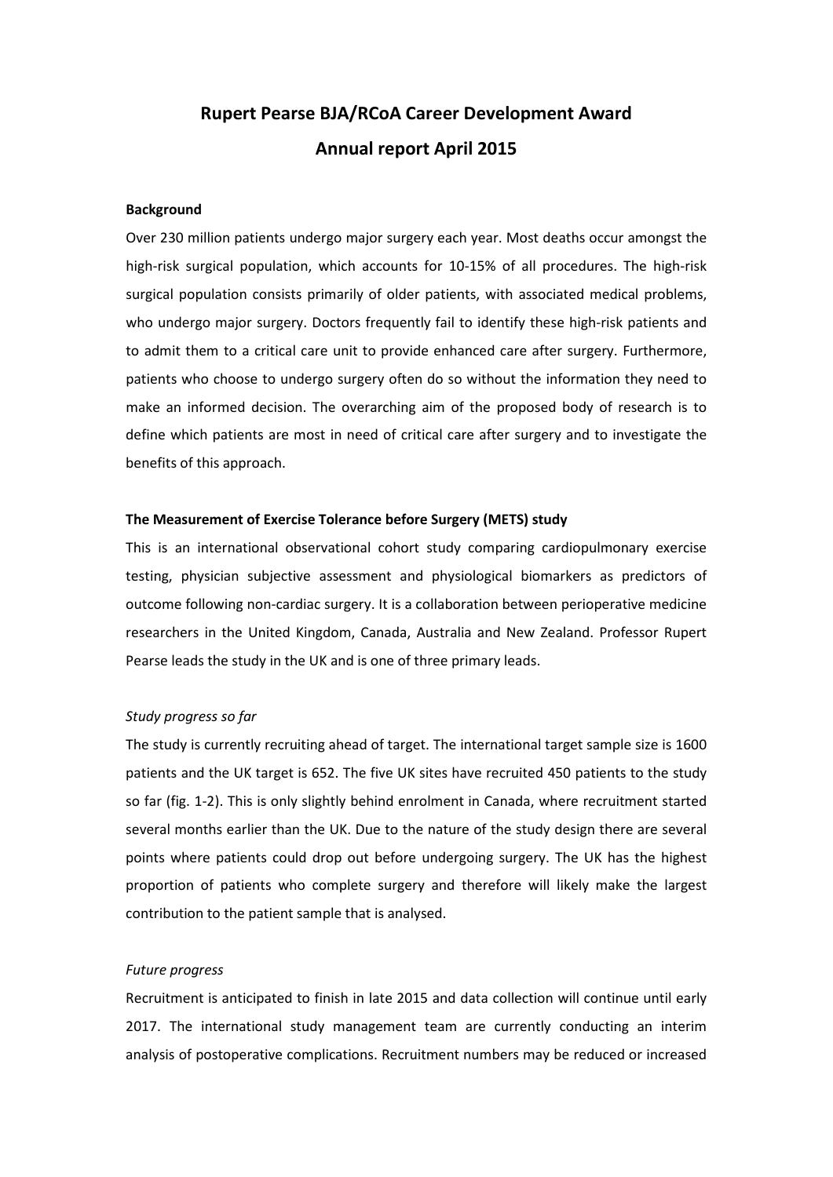# Rupert Pearse BJA/RCoA Career Development Award

## Annual report April 2015

### Background

Over 230 million patients undergo major surgery each year. Most deaths occur amongst the high-risk surgical population, which accounts for 10-15% of all procedures. The high-risk surgical population consists primarily of older patients, with associated medical problems, who undergo major surgery. Doctors frequently fail to identify these high-risk patients and to admit them to a critical care unit to provide enhanced care after surgery. Furthermore, patients who choose to undergo surgery often do so without the information they need to make an informed decision. The overarching aim of the proposed body of research is to define which patients are most in need of critical care after surgery and to investigate the benefits of this approach.

### The Measurement of Exercise Tolerance before Surgery (METS) study

This is an international observational cohort study comparing cardiopulmonary exercise testing, physician subjective assessment and physiological biomarkers as predictors of outcome following non-cardiac surgery. It is a collaboration between perioperative medicine researchers in the United Kingdom, Canada, Australia and New Zealand. Professor Rupert Pearse leads the study in the UK and is one of three primary leads.

*Study progress so far*

The study is currently recruiting ahead of target. The international target sample size is 1600 patients and the UK target is 652. The five UK sites have recruited 450 patients to the study so far (fig. 1-2). This is only slightly behind enrolment in Canada, where recruitment started several months earlier than the UK. Due to the nature of the study design there are several points where patients could drop out before undergoing surgery. The UK has the highest proportion of patients who complete surgery and therefore will likely make the largest contribution to the patient sample that is analysed.

*Future progress*

Recruitment is anticipated to finish in late 2015 and data collection will continue until early 2017. The international study management team are currently conducting an interim analysis of postoperative complications. Recruitment numbers may be reduced or increased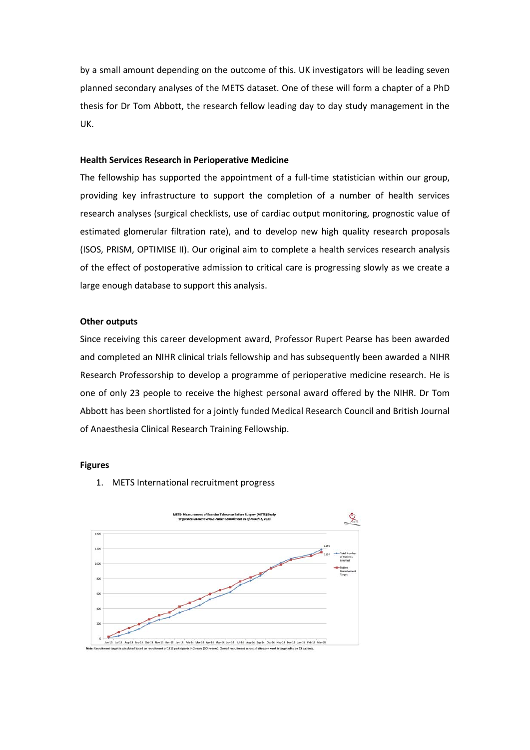by a small amount depending on the outcome of this. UK investigators will be leading seven planned secondary analyses of the METS dataset. One of these will form a chapter of a PhD thesis for Dr Tom Abbott, the research fellow leading day to day study management in the UK.

**Health Services Research in Perioperative Medicine**

The fellowship has supported the appointment of a full-time statistician within our group, providing key infrastructure to support the completion of a number of health services research analyses (surgical checklists, use of cardiac output monitoring, prognostic value of estimated glomerular filtration rate), and to develop new high quality research proposals (ISOS, PRISM, OPTIMISE II). Our original aim to complete a health services research analysis of the effect of postoperative admission to critical care is progressing slowly as we create a large enough database to support this analysis.

**Other outputs**

Since receiving this career development award, Professor Rupert Pearse has been awarded and completed an NIHR clinical trials fellowship and has subsequently been awarded a NIHR Research Professorship to develop a programme of perioperative medicine research. He is one of only 23 people to receive the highest personal award offered by the NIHR. Dr Tom Abbott has been shortlisted for a jointly funded Medical Research Council and British Journal of Anaesthesia Clinical Research Training Fellowship.

**Figures**

1. METS International recruitment progress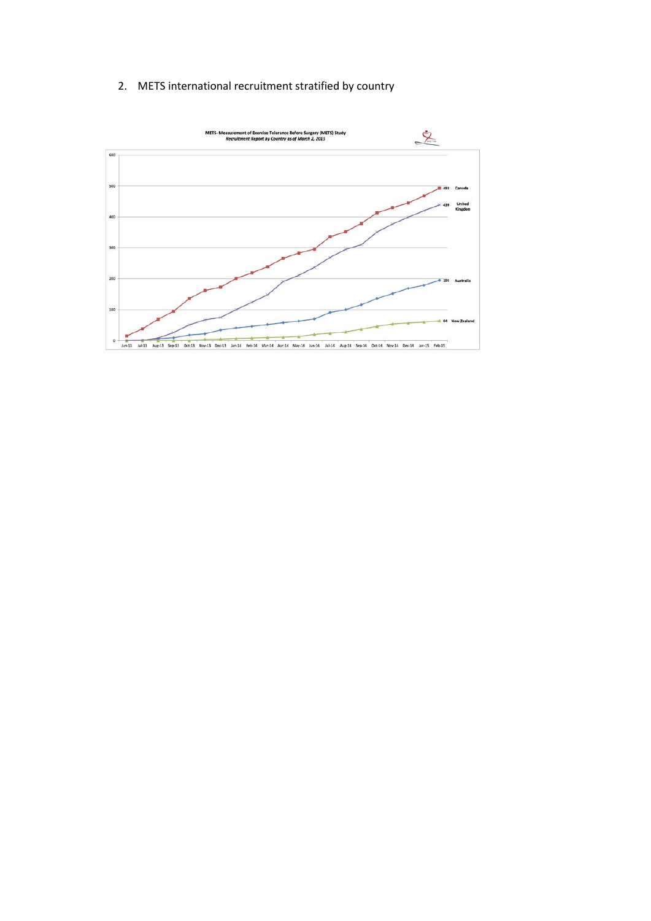2. METS international recruitment stratified by country

METS- Measurement of Exercise Tolerance Before Surgery (METS) Study
*Recruitment Report by Country as of March 2, 2015*

600
500
400
300
200
100
0

Jun-13 Jul-13 Aug-13 Sep-13 Oct-13 Nov-13 Dec-13 Jan-14 Feb-14 Mar-14 Apr-14 May-14 Jun-14 Jul-14 Aug-14 Sep-14 Oct-14 Nov-14 Dec-14 Jan-15 Feb-15

493 Canada
439 United Kingdom
195 Australia
64 New Zealand